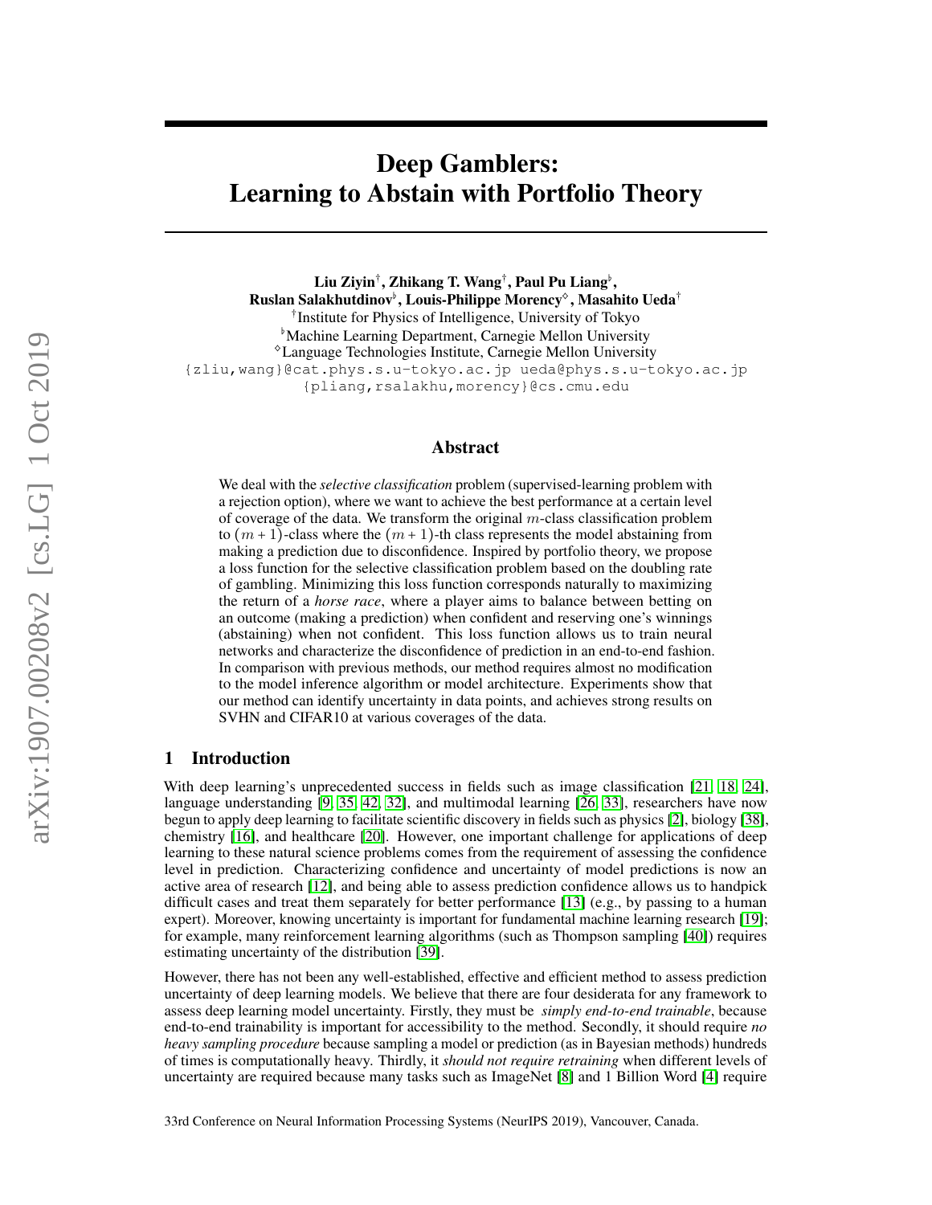# Deep Gamblers: Learning to Abstain with Portfolio Theory

**Liu Ziyin**[†], **Zhikang T. Wang**[†], **Paul Pu Liang**[♭], **Ruslan Salakhutdinov**[♭], **Louis-Philippe Morency**[♢], **Masahito Ueda**[†]

[†]Institute for Physics of Intelligence, University of Tokyo
[♭]Machine Learning Department, Carnegie Mellon University
[♢]Language Technologies Institute, Carnegie Mellon University

{zliu,wang}@cat.phys.s.u-tokyo.ac.jp ueda@phys.s.u-tokyo.ac.jp
{pliang,rsalakhu,morency}@cs.cmu.edu

## Abstract

We deal with the *selective classification* problem (supervised-learning problem with a rejection option), where we want to achieve the best performance at a certain level of coverage of the data. We transform the original $m$-class classification problem to $(m+1)$-class where the $(m+1)$-th class represents the model abstaining from making a prediction due to disconfidence. Inspired by portfolio theory, we propose a loss function for the selective classification problem based on the doubling rate of gambling. Minimizing this loss function corresponds naturally to maximizing the return of a *horse race*, where a player aims to balance between betting on an outcome (making a prediction) when confident and reserving one's winnings (abstaining) when not confident. This loss function allows us to train neural networks and characterize the disconfidence of prediction in an end-to-end fashion. In comparison with previous methods, our method requires almost no modification to the model inference algorithm or model architecture. Experiments show that our method can identify uncertainty in data points, and achieves strong results on SVHN and CIFAR10 at various coverages of the data.

## 1 Introduction

With deep learning's unprecedented success in fields such as image classification [21, 18, 24], language understanding [9, 35, 42, 32], and multimodal learning [26, 33], researchers have now begun to apply deep learning to facilitate scientific discovery in fields such as physics [2], biology [38], chemistry [16], and healthcare [20]. However, one important challenge for applications of deep learning to these natural science problems comes from the requirement of assessing the confidence level in prediction. Characterizing confidence and uncertainty of model predictions is now an active area of research [12], and being able to assess prediction confidence allows us to handpick difficult cases and treat them separately for better performance [13] (e.g., by passing to a human expert). Moreover, knowing uncertainty is important for fundamental machine learning research [19]; for example, many reinforcement learning algorithms (such as Thompson sampling [40]) requires estimating uncertainty of the distribution [39].

However, there has not been any well-established, effective and efficient method to assess prediction uncertainty of deep learning models. We believe that there are four desiderata for any framework to assess deep learning model uncertainty. Firstly, they must be *simply end-to-end trainable*, because end-to-end trainability is important for accessibility to the method. Secondly, it should require *no heavy sampling procedure* because sampling a model or prediction (as in Bayesian methods) hundreds of times is computationally heavy. Thirdly, it *should not require retraining* when different levels of uncertainty are required because many tasks such as ImageNet [8] and 1 Billion Word [4] require

33rd Conference on Neural Information Processing Systems (NeurIPS 2019), Vancouver, Canada.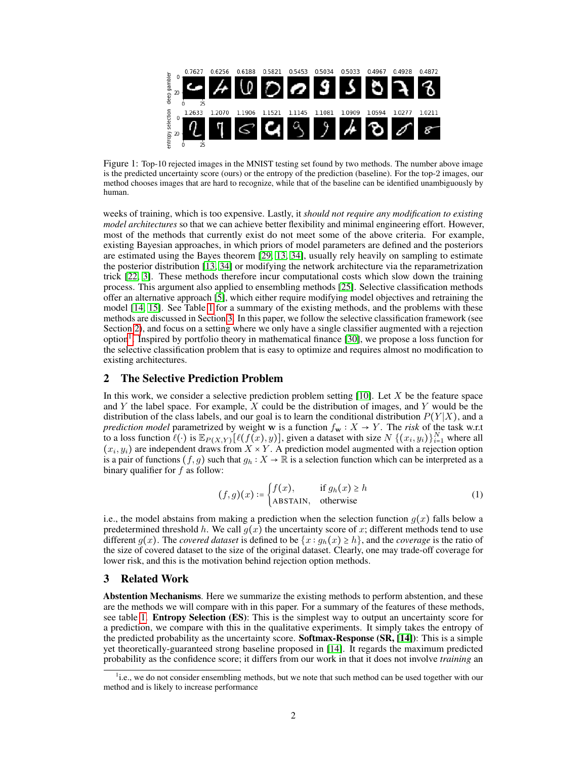Figure 1: Top-10 rejected images in the MNIST testing set found by two methods. The number above image is the predicted uncertainty score (ours) or the entropy of the prediction (baseline). For the top-2 images, our method chooses images that are hard to recognize, while that of the baseline can be identified unambiguously by human.

weeks of training, which is too expensive. Lastly, it *should not require any modification to existing model architectures* so that we can achieve better flexibility and minimal engineering effort. However, most of the methods that currently exist do not meet some of the above criteria. For example, existing Bayesian approaches, in which priors of model parameters are defined and the posteriors are estimated using the Bayes theorem [29, 13, 34], usually rely heavily on sampling to estimate the posterior distribution [13, 34] or modifying the network architecture via the reparametrization trick [22, 3]. These methods therefore incur computational costs which slow down the training process. This argument also applied to ensembling methods [25]. Selective classification methods offer an alternative approach [5], which either require modifying model objectives and retraining the model [14, 15]. See Table 1 for a summary of the existing methods, and the problems with these methods are discussed in Section 3. In this paper, we follow the selective classification framework (see Section 2), and focus on a setting where we only have a single classifier augmented with a rejection option[1]. Inspired by portfolio theory in mathematical finance [30], we propose a loss function for the selective classification problem that is easy to optimize and requires almost no modification to existing architectures.

## 2 The Selective Prediction Problem

In this work, we consider a selective prediction problem setting [10]. Let $X$ be the feature space and $Y$ the label space. For example, $X$ could be the distribution of images, and $Y$ would be the distribution of the class labels, and our goal is to learn the conditional distribution $P(Y|X)$, and a *prediction model* parametrized by weight $\mathbf{w}$ is a function $f_{\mathbf{w}} : X \to Y$. The *risk* of the task w.r.t to a loss function $\ell(\cdot)$ is $\mathbb{E}_{P(X,Y)}[\ell(f(x), y)]$, given a dataset with size $N$ $\{(x_i, y_i)\}_{i=1}^{N}$ where all $(x_i, y_i)$ are independent draws from $X \times Y$. A prediction model augmented with a rejection option is a pair of functions $(f, g)$ such that $g_h : X \to \mathbb{R}$ is a selection function which can be interpreted as a binary qualifier for $f$ as follow:

$$
(f, g)(x) := \begin{cases} f(x), & \text{if } g_h(x) \geq h \\ \text{ABSTAIN}, & \text{otherwise} \end{cases} \tag{1}
$$

i.e., the model abstains from making a prediction when the selection function $g(x)$ falls below a predetermined threshold $h$. We call $g(x)$ the uncertainty score of $x$; different methods tend to use different $g(x)$. The *covered dataset* is defined to be $\{x : g_h(x) \geq h\}$, and the *coverage* is the ratio of the size of covered dataset to the size of the original dataset. Clearly, one may trade-off coverage for lower risk, and this is the motivation behind rejection option methods.

## 3 Related Work

**Abstention Mechanisms**. Here we summarize the existing methods to perform abstention, and these are the methods we will compare with in this paper. For a summary of the features of these methods, see table 1. **Entropy Selection (ES)**: This is the simplest way to output an uncertainty score for a prediction, we compare with this in the qualitative experiments. It simply takes the entropy of the predicted probability as the uncertainty score. **Softmax-Response (SR, [14])**: This is a simple yet theoretically-guaranteed strong baseline proposed in [14]. It regards the maximum predicted probability as the confidence score; it differs from our work in that it does not involve *training* an

[1] i.e., we do not consider ensembling methods, but we note that such method can be used together with our method and is likely to increase performance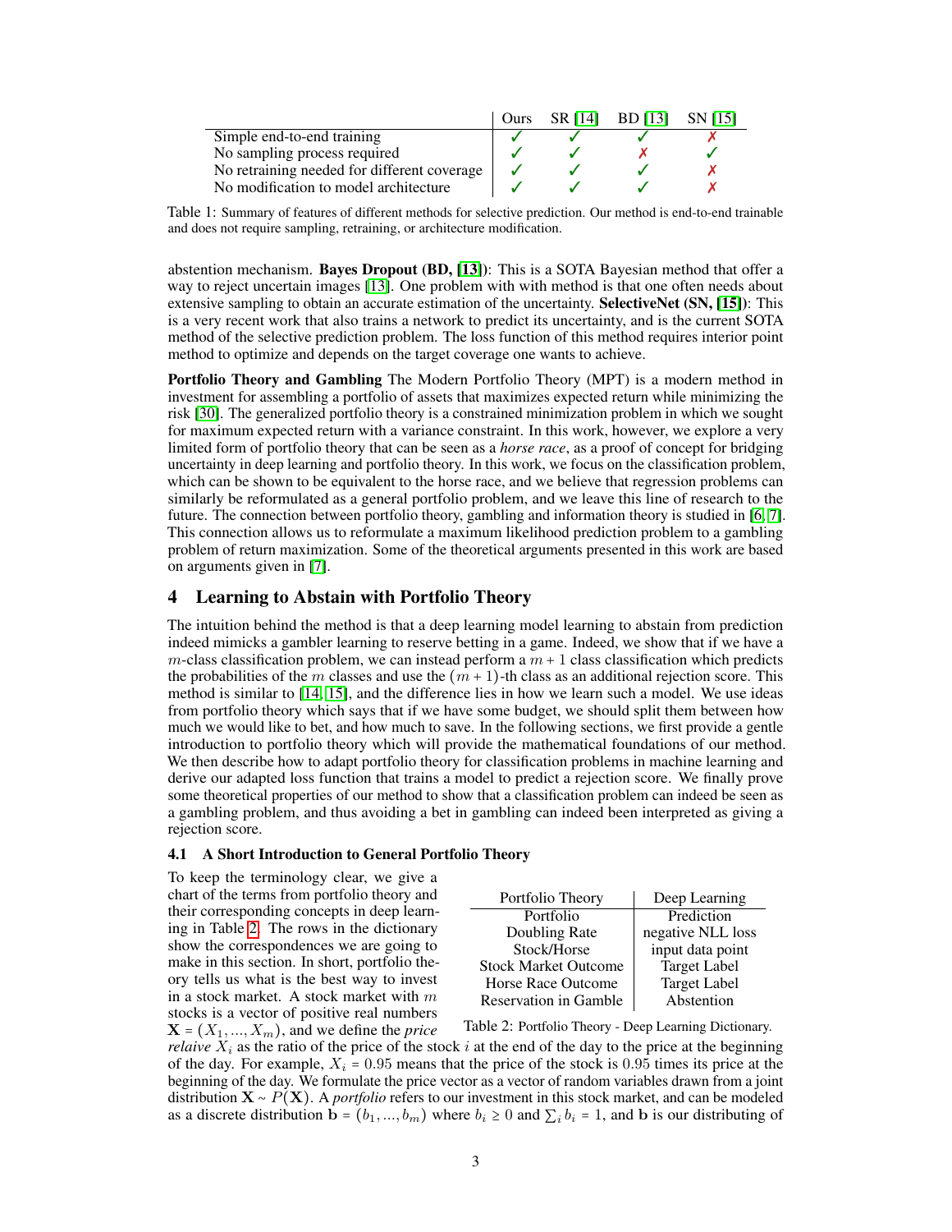| | Ours | SR [14] | BD [13] | SN [15] |
|---|---|---|---|---|
| Simple end-to-end training | ✓ | ✓ | ✓ | ✗ |
| No sampling process required | ✓ | ✓ | ✗ | ✓ |
| No retraining needed for different coverage | ✓ | ✓ | ✓ | ✗ |
| No modification to model architecture | ✓ | ✓ | ✓ | ✗ |

Table 1: Summary of features of different methods for selective prediction. Our method is end-to-end trainable and does not require sampling, retraining, or architecture modification.

abstention mechanism. **Bayes Dropout (BD, [13])**: This is a SOTA Bayesian method that offer a way to reject uncertain images [13]. One problem with with method is that one often needs about extensive sampling to obtain an accurate estimation of the uncertainty. **SelectiveNet (SN, [15])**: This is a very recent work that also trains a network to predict its uncertainty, and is the current SOTA method of the selective prediction problem. The loss function of this method requires interior point method to optimize and depends on the target coverage one wants to achieve.

**Portfolio Theory and Gambling** The Modern Portfolio Theory (MPT) is a modern method in investment for assembling a portfolio of assets that maximizes expected return while minimizing the risk [30]. The generalized portfolio theory is a constrained minimization problem in which we sought for maximum expected return with a variance constraint. In this work, however, we explore a very limited form of portfolio theory that can be seen as a *horse race*, as a proof of concept for bridging uncertainty in deep learning and portfolio theory. In this work, we focus on the classification problem, which can be shown to be equivalent to the horse race, and we believe that regression problems can similarly be reformulated as a general portfolio problem, and we leave this line of research to the future. The connection between portfolio theory, gambling and information theory is studied in [6, 7]. This connection allows us to reformulate a maximum likelihood prediction problem to a gambling problem of return maximization. Some of the theoretical arguments presented in this work are based on arguments given in [7].

## 4 Learning to Abstain with Portfolio Theory

The intuition behind the method is that a deep learning model learning to abstain from prediction indeed mimicks a gambler learning to reserve betting in a game. Indeed, we show that if we have a $m$-class classification problem, we can instead perform a $m+1$ class classification which predicts the probabilities of the $m$ classes and use the $(m+1)$-th class as an additional rejection score. This method is similar to [14, 15], and the difference lies in how we learn such a model. We use ideas from portfolio theory which says that if we have some budget, we should split them between how much we would like to bet, and how much to save. In the following sections, we first provide a gentle introduction to portfolio theory which will provide the mathematical foundations of our method. We then describe how to adapt portfolio theory for classification problems in machine learning and derive our adapted loss function that trains a model to predict a rejection score. We finally prove some theoretical properties of our method to show that a classification problem can indeed be seen as a gambling problem, and thus avoiding a bet in gambling can indeed been interpreted as giving a rejection score.

### 4.1 A Short Introduction to General Portfolio Theory

To keep the terminology clear, we give a chart of the terms from portfolio theory and their corresponding concepts in deep learning in Table 2. The rows in the dictionary show the correspondences we are going to make in this section. In short, portfolio theory tells us what is the best way to invest in a stock market. A stock market with $m$ stocks is a vector of positive real numbers $\mathbf{X} = (X_1, ..., X_m)$, and we define the *price relaive* $X_i$ as the ratio of the price of the stock $i$ at the end of the day to the price at the beginning of the day. For example, $X_i = 0.95$ means that the price of the stock is $0.95$ times its price at the beginning of the day. We formulate the price vector as a vector of random variables drawn from a joint distribution $\mathbf{X} \sim P(\mathbf{X})$. A *portfolio* refers to our investment in this stock market, and can be modeled as a discrete distribution $\mathbf{b} = (b_1, ..., b_m)$ where $b_i \geq 0$ and $\sum_i b_i = 1$, and $\mathbf{b}$ is our distributing of

| Portfolio Theory | Deep Learning |
|---|---|
| Portfolio | Prediction |
| Doubling Rate | negative NLL loss |
| Stock/Horse | input data point |
| Stock Market Outcome | Target Label |
| Horse Race Outcome | Target Label |
| Reservation in Gamble | Abstention |

Table 2: Portfolio Theory - Deep Learning Dictionary.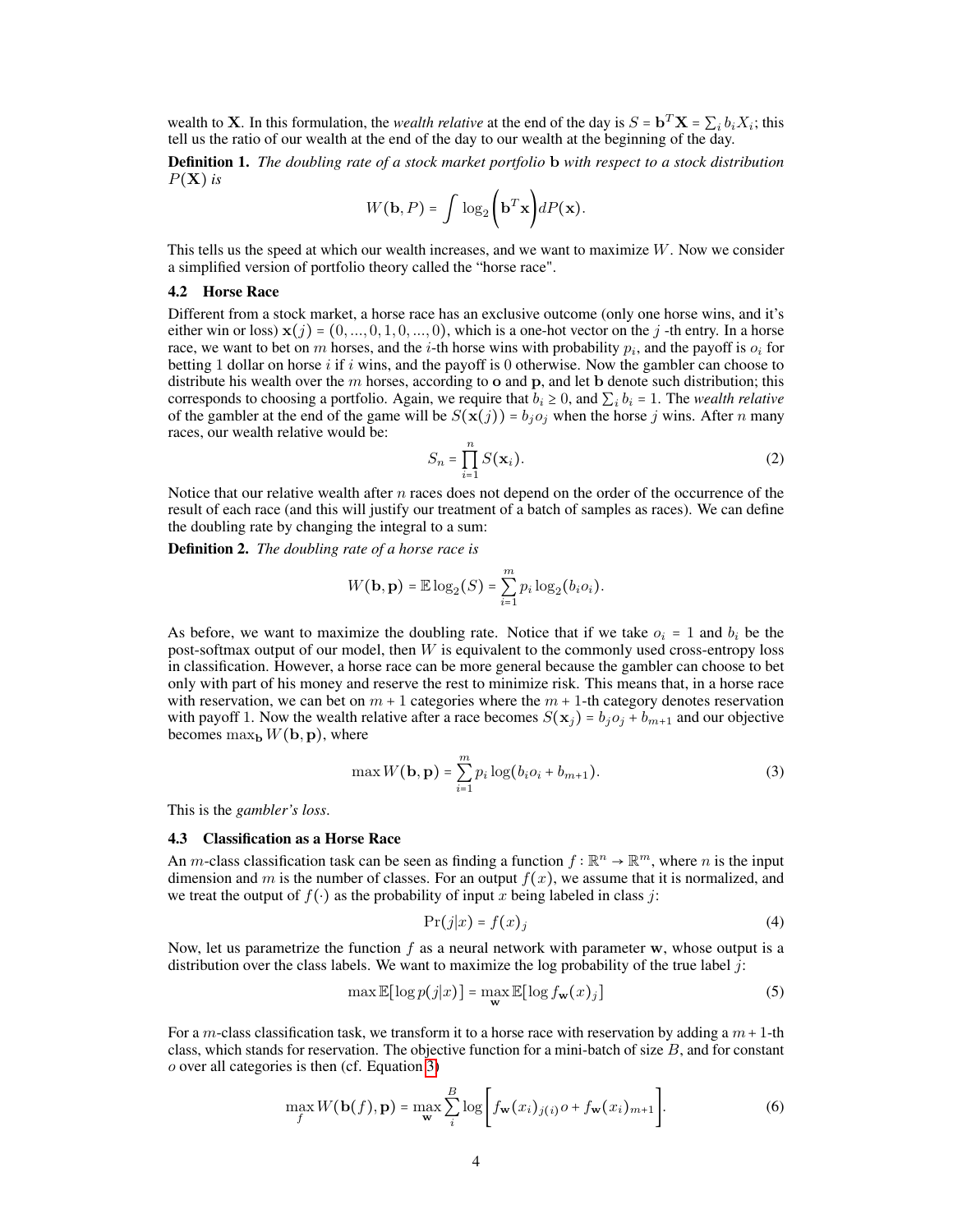wealth to $\mathbf{X}$. In this formulation, the *wealth relative* at the end of the day is $S = \mathbf{b}^T\mathbf{X} = \sum_i b_i X_i$; this tell us the ratio of our wealth at the end of the day to our wealth at the beginning of the day.

**Definition 1.** *The doubling rate of a stock market portfolio* $\mathbf{b}$ *with respect to a stock distribution* $P(\mathbf{X})$ *is*

$$W(\mathbf{b}, P) = \int \log_2 \left( \mathbf{b}^T \mathbf{x} \right) dP(\mathbf{x}).$$

This tells us the speed at which our wealth increases, and we want to maximize $W$. Now we consider a simplified version of portfolio theory called the "horse race".

### 4.2 Horse Race

Different from a stock market, a horse race has an exclusive outcome (only one horse wins, and it's either win or loss) $\mathbf{x}(j) = (0, ..., 0, 1, 0, ..., 0)$, which is a one-hot vector on the $j$ -th entry. In a horse race, we want to bet on $m$ horses, and the $i$-th horse wins with probability $p_i$, and the payoff is $o_i$ for betting 1 dollar on horse $i$ if $i$ wins, and the payoff is 0 otherwise. Now the gambler can choose to distribute his wealth over the $m$ horses, according to $\mathbf{o}$ and $\mathbf{p}$, and let $\mathbf{b}$ denote such distribution; this corresponds to choosing a portfolio. Again, we require that $b_i \geq 0$, and $\sum_i b_i = 1$. The *wealth relative* of the gambler at the end of the game will be $S(\mathbf{x}(j)) = b_j o_j$ when the horse $j$ wins. After $n$ many races, our wealth relative would be:

$$S_n = \prod_{i=1}^{n} S(\mathbf{x}_i). \tag{2}$$

Notice that our relative wealth after $n$ races does not depend on the order of the occurrence of the result of each race (and this will justify our treatment of a batch of samples as races). We can define the doubling rate by changing the integral to a sum:

**Definition 2.** *The doubling rate of a horse race is*

$$W(\mathbf{b}, \mathbf{p}) = \mathbb{E} \log_2(S) = \sum_{i=1}^{m} p_i \log_2(b_i o_i).$$

As before, we want to maximize the doubling rate. Notice that if we take $o_i = 1$ and $b_i$ be the post-softmax output of our model, then $W$ is equivalent to the commonly used cross-entropy loss in classification. However, a horse race can be more general because the gambler can choose to bet only with part of his money and reserve the rest to minimize risk. This means that, in a horse race with reservation, we can bet on $m+1$ categories where the $m+1$-th category denotes reservation with payoff 1. Now the wealth relative after a race becomes $S(\mathbf{x}_j) = b_j o_j + b_{m+1}$ and our objective becomes $\max_{\mathbf{b}} W(\mathbf{b}, \mathbf{p})$, where

$$\max W(\mathbf{b}, \mathbf{p}) = \sum_{i=1}^{m} p_i \log(b_i o_i + b_{m+1}). \tag{3}$$

This is the *gambler's loss*.

### 4.3 Classification as a Horse Race

An $m$-class classification task can be seen as finding a function $f : \mathbb{R}^n \to \mathbb{R}^m$, where $n$ is the input dimension and $m$ is the number of classes. For an output $f(x)$, we assume that it is normalized, and we treat the output of $f(\cdot)$ as the probability of input $x$ being labeled in class $j$:

$$\Pr(j|x) = f(x)_j \tag{4}$$

Now, let us parametrize the function $f$ as a neural network with parameter $\mathbf{w}$, whose output is a distribution over the class labels. We want to maximize the log probability of the true label $j$:

$$\max \mathbb{E}[\log p(j|x)] = \max_{\mathbf{w}} \mathbb{E}[\log f_{\mathbf{w}}(x)_j] \tag{5}$$

For a $m$-class classification task, we transform it to a horse race with reservation by adding a $m+1$-th class, which stands for reservation. The objective function for a mini-batch of size $B$, and for constant $o$ over all categories is then (cf. Equation 3)

$$\max_f W(\mathbf{b}(f), \mathbf{p}) = \max_{\mathbf{w}} \sum_{i}^{B} \log \left[ f_{\mathbf{w}}(x_i)_{j(i)} o + f_{\mathbf{w}}(x_i)_{m+1} \right]. \tag{6}$$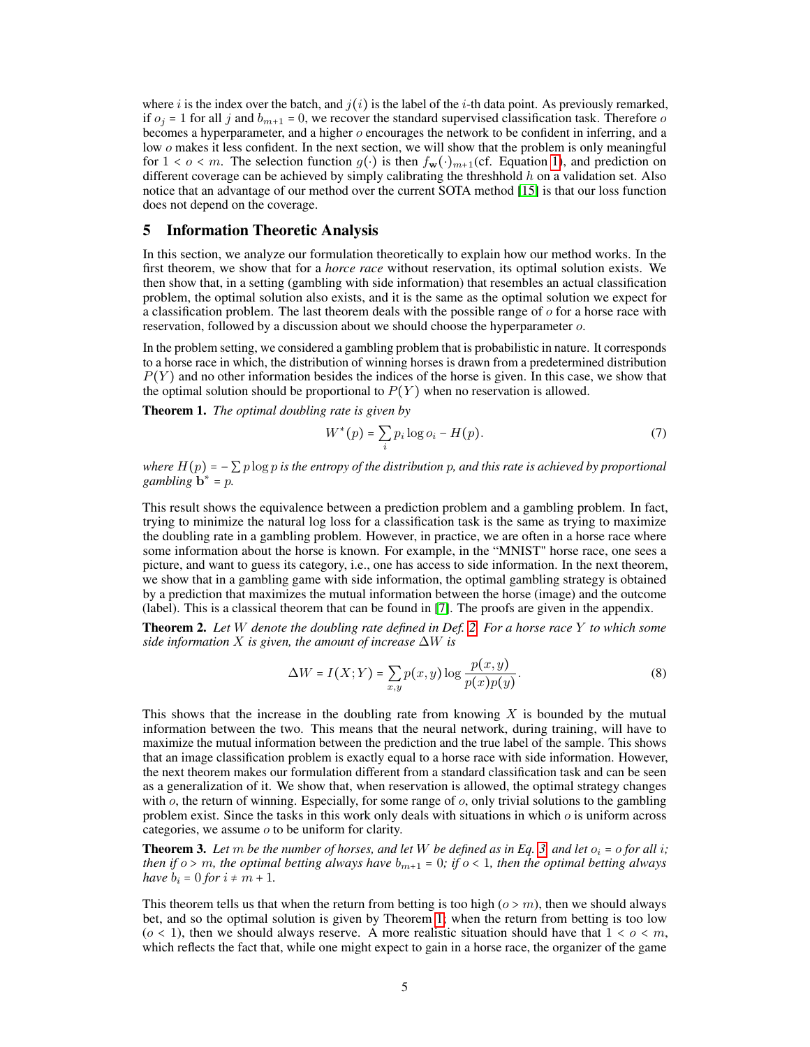where $i$ is the index over the batch, and $j(i)$ is the label of the $i$-th data point. As previously remarked, if $o_j = 1$ for all $j$ and $b_{m+1} = 0$, we recover the standard supervised classification task. Therefore $o$ becomes a hyperparameter, and a higher $o$ encourages the network to be confident in inferring, and a low $o$ makes it less confident. In the next section, we will show that the problem is only meaningful for $1 < o < m$. The selection function $g(\cdot)$ is then $f_{\mathbf{w}}(\cdot)_{m+1}$(cf. Equation 1), and prediction on different coverage can be achieved by simply calibrating the threshhold $h$ on a validation set. Also notice that an advantage of our method over the current SOTA method [15] is that our loss function does not depend on the coverage.

## 5 Information Theoretic Analysis

In this section, we analyze our formulation theoretically to explain how our method works. In the first theorem, we show that for a *horce race* without reservation, its optimal solution exists. We then show that, in a setting (gambling with side information) that resembles an actual classification problem, the optimal solution also exists, and it is the same as the optimal solution we expect for a classification problem. The last theorem deals with the possible range of $o$ for a horse race with reservation, followed by a discussion about we should choose the hyperparameter $o$.

In the problem setting, we considered a gambling problem that is probabilistic in nature. It corresponds to a horse race in which, the distribution of winning horses is drawn from a predetermined distribution $P(Y)$ and no other information besides the indices of the horse is given. In this case, we show that the optimal solution should be proportional to $P(Y)$ when no reservation is allowed.

**Theorem 1.** *The optimal doubling rate is given by*

$$W^*(p) = \sum_i p_i \log o_i - H(p). \tag{7}$$

*where $H(p) = -\sum p \log p$ is the entropy of the distribution p, and this rate is achieved by proportional gambling $\mathbf{b}^* = p$.*

This result shows the equivalence between a prediction problem and a gambling problem. In fact, trying to minimize the natural log loss for a classification task is the same as trying to maximize the doubling rate in a gambling problem. However, in practice, we are often in a horse race where some information about the horse is known. For example, in the "MNIST" horse race, one sees a picture, and want to guess its category, i.e., one has access to side information. In the next theorem, we show that in a gambling game with side information, the optimal gambling strategy is obtained by a prediction that maximizes the mutual information between the horse (image) and the outcome (label). This is a classical theorem that can be found in [7]. The proofs are given in the appendix.

**Theorem 2.** *Let $W$ denote the doubling rate defined in Def. 2. For a horse race $Y$ to which some side information $X$ is given, the amount of increase $\Delta W$ is*

$$\Delta W = I(X;Y) = \sum_{x,y} p(x,y) \log \frac{p(x,y)}{p(x)p(y)}. \tag{8}$$

This shows that the increase in the doubling rate from knowing $X$ is bounded by the mutual information between the two. This means that the neural network, during training, will have to maximize the mutual information between the prediction and the true label of the sample. This shows that an image classification problem is exactly equal to a horse race with side information. However, the next theorem makes our formulation different from a standard classification task and can be seen as a generalization of it. We show that, when reservation is allowed, the optimal strategy changes with $o$, the return of winning. Especially, for some range of $o$, only trivial solutions to the gambling problem exist. Since the tasks in this work only deals with situations in which $o$ is uniform across categories, we assume $o$ to be uniform for clarity.

**Theorem 3.** *Let $m$ be the number of horses, and let $W$ be defined as in Eq. 3, and let $o_i = o$ for all $i$; then if $o > m$, the optimal betting always have $b_{m+1} = 0$; if $o < 1$, then the optimal betting always have $b_i = 0$ for $i \neq m+1$.*

This theorem tells us that when the return from betting is too high ($o > m$), then we should always bet, and so the optimal solution is given by Theorem 1; when the return from betting is too low ($o < 1$), then we should always reserve. A more realistic situation should have that $1 < o < m$, which reflects the fact that, while one might expect to gain in a horse race, the organizer of the game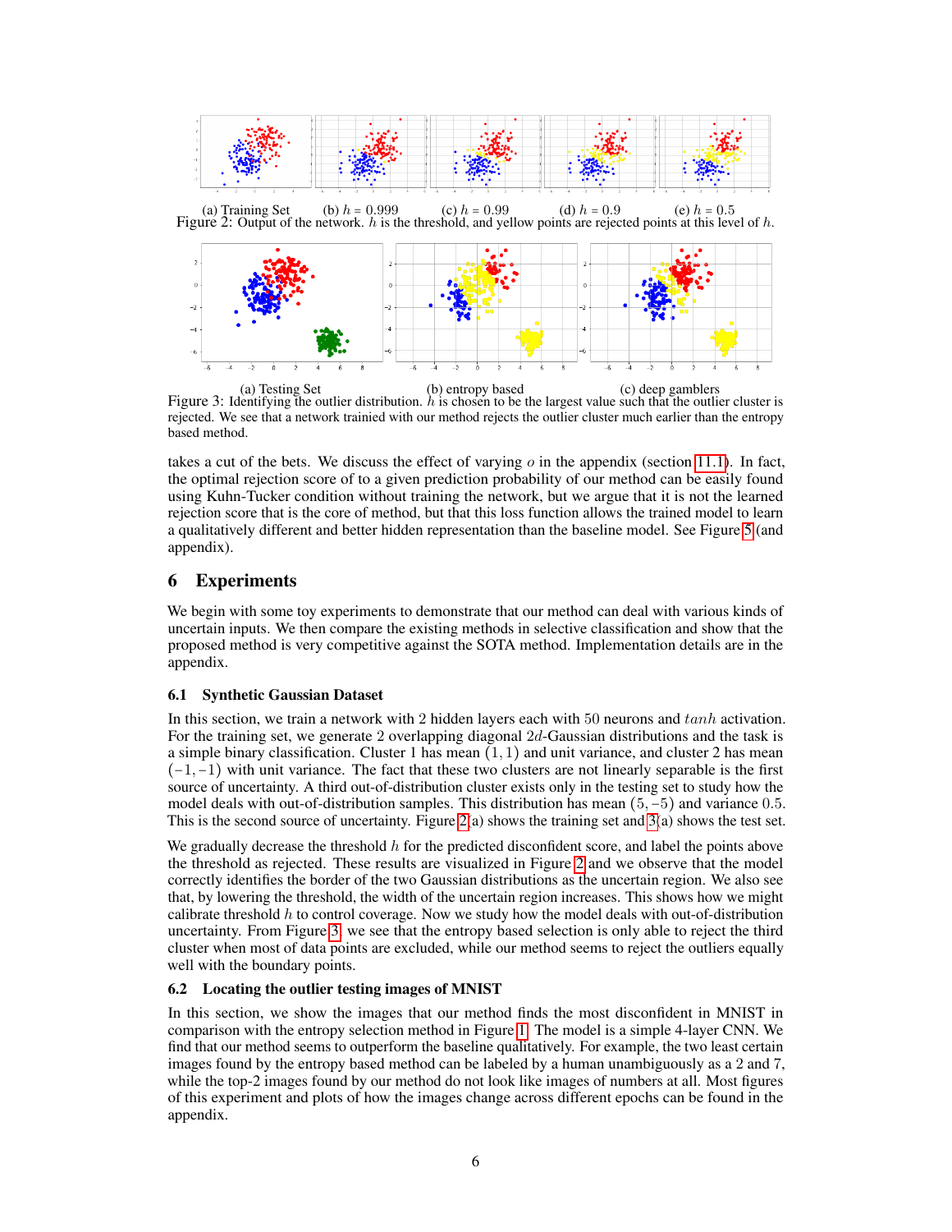(a) Training Set (b) $h = 0.999$ (c) $h = 0.99$ (d) $h = 0.9$ (e) $h = 0.5$

Figure 2: Output of the network. $h$ is the threshold, and yellow points are rejected points at this level of $h$.

(a) Testing Set (b) entropy based (c) deep gamblers

Figure 3: Identifying the outlier distribution. $h$ is chosen to be the largest value such that the outlier cluster is rejected. We see that a network trainied with our method rejects the outlier cluster much earlier than the entropy based method.

takes a cut of the bets. We discuss the effect of varying $o$ in the appendix (section 11.1). In fact, the optimal rejection score of to a given prediction probability of our method can be easily found using Kuhn-Tucker condition without training the network, but we argue that it is not the learned rejection score that is the core of method, but that this loss function allows the trained model to learn a qualitatively different and better hidden representation than the baseline model. See Figure 5 (and appendix).

# 6 Experiments

We begin with some toy experiments to demonstrate that our method can deal with various kinds of uncertain inputs. We then compare the existing methods in selective classification and show that the proposed method is very competitive against the SOTA method. Implementation details are in the appendix.

## 6.1 Synthetic Gaussian Dataset

In this section, we train a network with 2 hidden layers each with 50 neurons and $tanh$ activation. For the training set, we generate 2 overlapping diagonal $2d$-Gaussian distributions and the task is a simple binary classification. Cluster 1 has mean $(1, 1)$ and unit variance, and cluster 2 has mean $(-1, -1)$ with unit variance. The fact that these two clusters are not linearly separable is the first source of uncertainty. A third out-of-distribution cluster exists only in the testing set to study how the model deals with out-of-distribution samples. This distribution has mean $(5, -5)$ and variance $0.5$. This is the second source of uncertainty. Figure 2(a) shows the training set and 3(a) shows the test set.

We gradually decrease the threshold $h$ for the predicted disconfident score, and label the points above the threshold as rejected. These results are visualized in Figure 2 and we observe that the model correctly identifies the border of the two Gaussian distributions as the uncertain region. We also see that, by lowering the threshold, the width of the uncertain region increases. This shows how we might calibrate threshold $h$ to control coverage. Now we study how the model deals with out-of-distribution uncertainty. From Figure 3, we see that the entropy based selection is only able to reject the third cluster when most of data points are excluded, while our method seems to reject the outliers equally well with the boundary points.

## 6.2 Locating the outlier testing images of MNIST

In this section, we show the images that our method finds the most disconfident in MNIST in comparison with the entropy selection method in Figure 1. The model is a simple 4-layer CNN. We find that our method seems to outperform the baseline qualitatively. For example, the two least certain images found by the entropy based method can be labeled by a human unambiguously as a 2 and 7, while the top-2 images found by our method do not look like images of numbers at all. Most figures of this experiment and plots of how the images change across different epochs can be found in the appendix.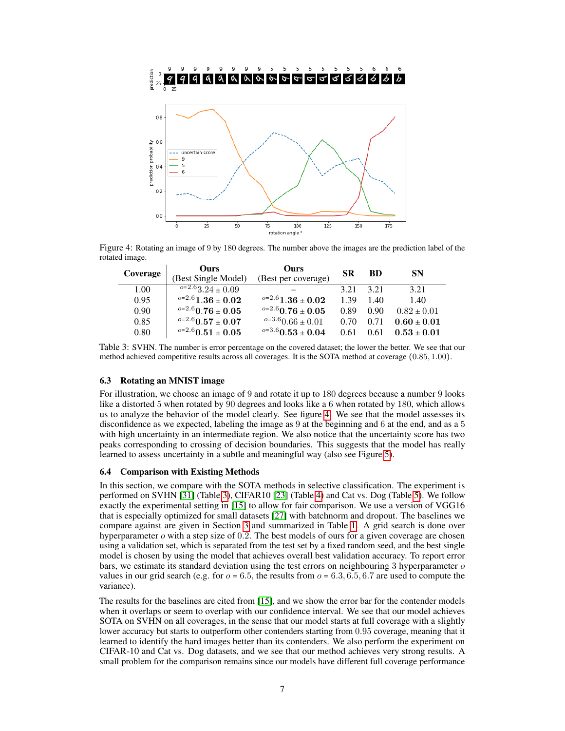Figure 4: Rotating an image of 9 by 180 degrees. The number above the images are the prediction label of the rotated image.

| Coverage | Ours (Best Single Model) | Ours (Best per coverage) | SR | BD | SN |
|---|---|---|---|---|---|
| 1.00 | $^{o=2.6}$3.24 ± 0.09 | – | 3.21 | 3.21 | 3.21 |
| 0.95 | $^{o=2.6}$**1.36 ± 0.02** | $^{o=2.6}$**1.36 ± 0.02** | 1.39 | 1.40 | 1.40 |
| 0.90 | $^{o=2.6}$**0.76 ± 0.05** | $^{o=2.6}$**0.76 ± 0.05** | 0.89 | 0.90 | 0.82 ± 0.01 |
| 0.85 | $^{o=2.6}$**0.57 ± 0.07** | $^{o=3.6}$0.66 ± 0.01 | 0.70 | 0.71 | **0.60 ± 0.01** |
| 0.80 | $^{o=2.6}$**0.51 ± 0.05** | $^{o=3.6}$**0.53 ± 0.04** | 0.61 | 0.61 | **0.53 ± 0.01** |

Table 3: SVHN. The number is error percentage on the covered dataset; the lower the better. We see that our method achieved competitive results across all coverages. It is the SOTA method at coverage $(0.85, 1.00)$.

### 6.3 Rotating an MNIST image

For illustration, we choose an image of 9 and rotate it up to 180 degrees because a number 9 looks like a distorted 5 when rotated by 90 degrees and looks like a 6 when rotated by 180, which allows us to analyze the behavior of the model clearly. See figure 4. We see that the model assesses its disconfidence as we expected, labeling the image as 9 at the beginning and 6 at the end, and as a 5 with high uncertainty in an intermediate region. We also notice that the uncertainty score has two peaks corresponding to crossing of decision boundaries. This suggests that the model has really learned to assess uncertainty in a subtle and meaningful way (also see Figure 5).

### 6.4 Comparison with Existing Methods

In this section, we compare with the SOTA methods in selective classification. The experiment is performed on SVHN [31] (Table 3), CIFAR10 [23] (Table 4) and Cat vs. Dog (Table 5). We follow exactly the experimental setting in [15] to allow for fair comparison. We use a version of VGG16 that is especially optimized for small datasets [27] with batchnorm and dropout. The baselines we compare against are given in Section 3 and summarized in Table 1. A grid search is done over hyperparameter $o$ with a step size of $0.2$. The best models of ours for a given coverage are chosen using a validation set, which is separated from the test set by a fixed random seed, and the best single model is chosen by using the model that achieves overall best validation accuracy. To report error bars, we estimate its standard deviation using the test errors on neighbouring 3 hyperparameter $o$ values in our grid search (e.g. for $o = 6.5$, the results from $o = 6.3, 6.5, 6.7$ are used to compute the variance).

The results for the baselines are cited from [15], and we show the error bar for the contender models when it overlaps or seem to overlap with our confidence interval. We see that our model achieves SOTA on SVHN on all coverages, in the sense that our model starts at full coverage with a slightly lower accuracy but starts to outperform other contenders starting from 0.95 coverage, meaning that it learned to identify the hard images better than its contenders. We also perform the experiment on CIFAR-10 and Cat vs. Dog datasets, and we see that our method achieves very strong results. A small problem for the comparison remains since our models have different full coverage performance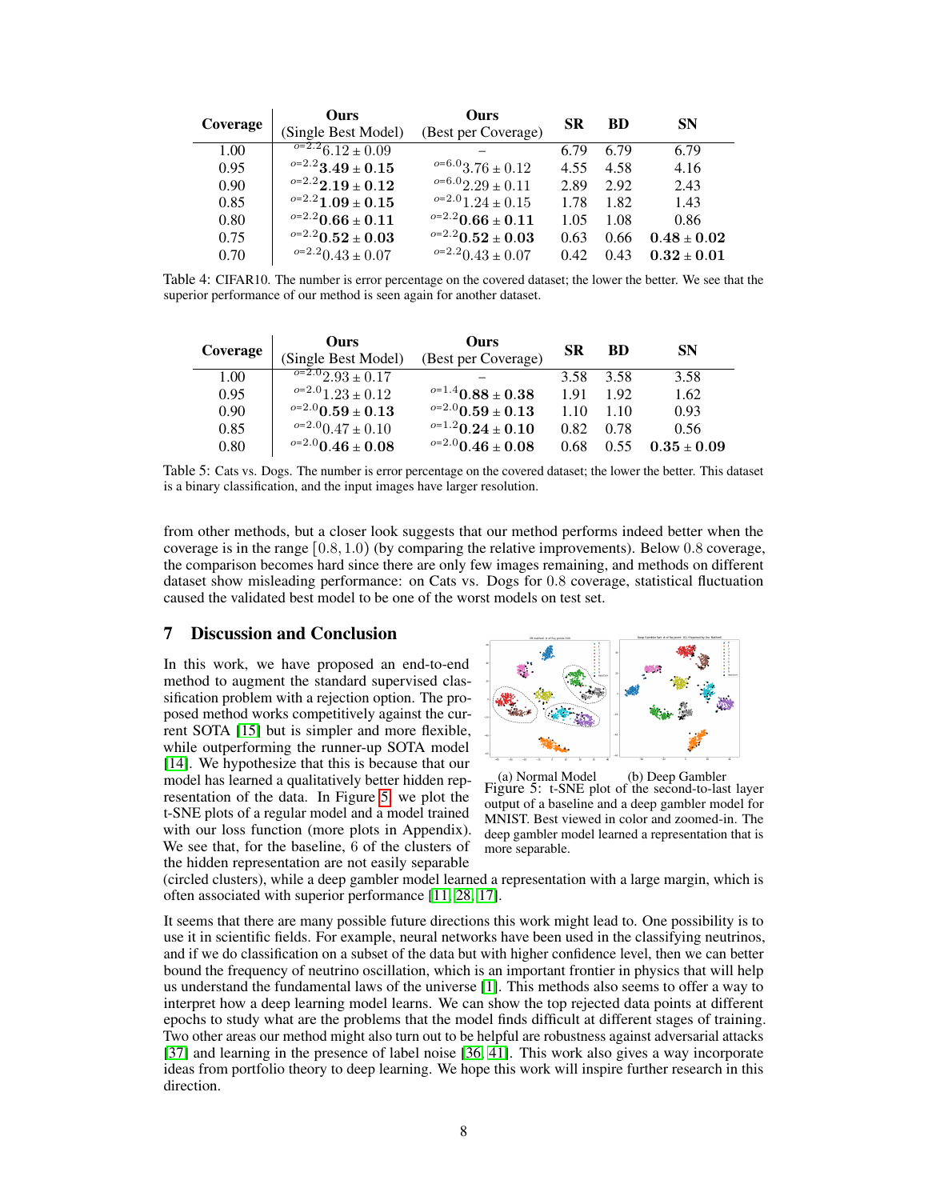| Coverage | Ours (Single Best Model) | Ours (Best per Coverage) | SR | BD | SN |
|---|---|---|---|---|---|
| 1.00 | ${}^{o=2.2}6.12 \pm 0.09$ | – | 6.79 | 6.79 | 6.79 |
| 0.95 | ${}^{o=2.2}\mathbf{3.49 \pm 0.15}$ | ${}^{o=6.0}3.76 \pm 0.12$ | 4.55 | 4.58 | 4.16 |
| 0.90 | ${}^{o=2.2}\mathbf{2.19 \pm 0.12}$ | ${}^{o=6.0}2.29 \pm 0.11$ | 2.89 | 2.92 | 2.43 |
| 0.85 | ${}^{o=2.2}\mathbf{1.09 \pm 0.15}$ | ${}^{o=2.0}1.24 \pm 0.15$ | 1.78 | 1.82 | 1.43 |
| 0.80 | ${}^{o=2.2}\mathbf{0.66 \pm 0.11}$ | ${}^{o=2.2}\mathbf{0.66 \pm 0.11}$ | 1.05 | 1.08 | 0.86 |
| 0.75 | ${}^{o=2.2}\mathbf{0.52 \pm 0.03}$ | ${}^{o=2.2}\mathbf{0.52 \pm 0.03}$ | 0.63 | 0.66 | $\mathbf{0.48 \pm 0.02}$ |
| 0.70 | ${}^{o=2.2}0.43 \pm 0.07$ | ${}^{o=2.2}0.43 \pm 0.07$ | 0.42 | 0.43 | $\mathbf{0.32 \pm 0.01}$ |

Table 4: CIFAR10. The number is error percentage on the covered dataset; the lower the better. We see that the superior performance of our method is seen again for another dataset.

| Coverage | Ours (Single Best Model) | Ours (Best per Coverage) | SR | BD | SN |
|---|---|---|---|---|---|
| 1.00 | ${}^{o=2.0}2.93 \pm 0.17$ | – | 3.58 | 3.58 | 3.58 |
| 0.95 | ${}^{o=2.0}1.23 \pm 0.12$ | ${}^{o=1.4}\mathbf{0.88 \pm 0.38}$ | 1.91 | 1.92 | 1.62 |
| 0.90 | ${}^{o=2.0}\mathbf{0.59 \pm 0.13}$ | ${}^{o=2.0}\mathbf{0.59 \pm 0.13}$ | 1.10 | 1.10 | 0.93 |
| 0.85 | ${}^{o=2.0}0.47 \pm 0.10$ | ${}^{o=1.2}\mathbf{0.24 \pm 0.10}$ | 0.82 | 0.78 | 0.56 |
| 0.80 | ${}^{o=2.0}\mathbf{0.46 \pm 0.08}$ | ${}^{o=2.0}\mathbf{0.46 \pm 0.08}$ | 0.68 | 0.55 | $\mathbf{0.35 \pm 0.09}$ |

Table 5: Cats vs. Dogs. The number is error percentage on the covered dataset; the lower the better. This dataset is a binary classification, and the input images have larger resolution.

from other methods, but a closer look suggests that our method performs indeed better when the coverage is in the range $[0.8, 1.0)$ (by comparing the relative improvements). Below $0.8$ coverage, the comparison becomes hard since there are only few images remaining, and methods on different dataset show misleading performance: on Cats vs. Dogs for $0.8$ coverage, statistical fluctuation caused the validated best model to be one of the worst models on test set.

## 7 Discussion and Conclusion

In this work, we have proposed an end-to-end method to augment the standard supervised classification problem with a rejection option. The proposed method works competitively against the current SOTA [15] but is simpler and more flexible, while outperforming the runner-up SOTA model [14]. We hypothesize that this is because that our model has learned a qualitatively better hidden representation of the data. In Figure 5, we plot the t-SNE plots of a regular model and a model trained with our loss function (more plots in Appendix). We see that, for the baseline, $6$ of the clusters of the hidden representation are not easily separable (circled clusters), while a deep gambler model learned a representation with a large margin, which is often associated with superior performance [11, 28, 17].

(a) Normal Model (b) Deep Gambler

Figure 5: t-SNE plot of the second-to-last layer output of a baseline and a deep gambler model for MNIST. Best viewed in color and zoomed-in. The deep gambler model learned a representation that is more separable.

It seems that there are many possible future directions this work might lead to. One possibility is to use it in scientific fields. For example, neural networks have been used in the classifying neutrinos, and if we do classification on a subset of the data but with higher confidence level, then we can better bound the frequency of neutrino oscillation, which is an important frontier in physics that will help us understand the fundamental laws of the universe [1]. This methods also seems to offer a way to interpret how a deep learning model learns. We can show the top rejected data points at different epochs to study what are the problems that the model finds difficult at different stages of training. Two other areas our method might also turn out to be helpful are robustness against adversarial attacks [37] and learning in the presence of label noise [36, 41]. This work also gives a way incorporate ideas from portfolio theory to deep learning. We hope this work will inspire further research in this direction.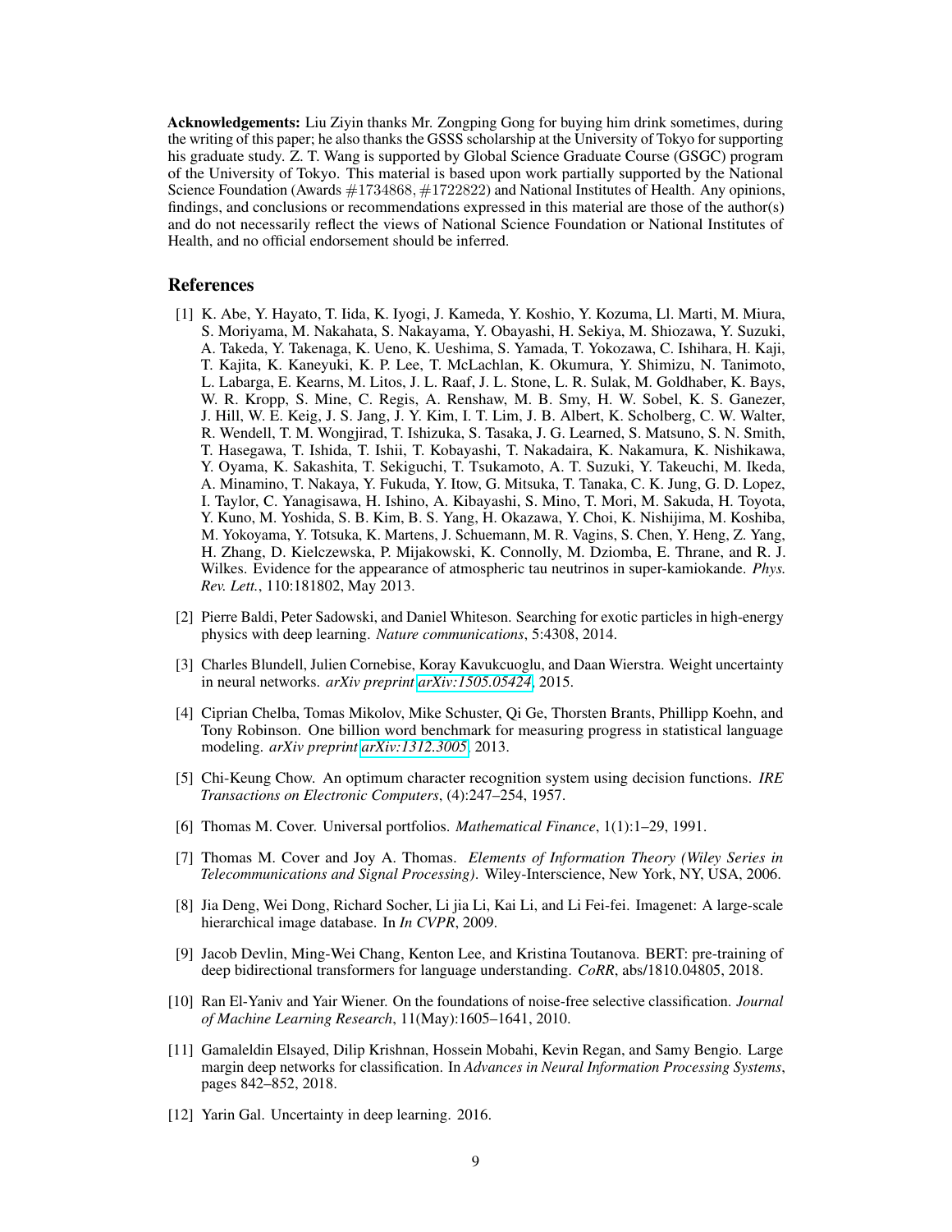**Acknowledgements:** Liu Ziyin thanks Mr. Zongping Gong for buying him drink sometimes, during the writing of this paper; he also thanks the GSSS scholarship at the University of Tokyo for supporting his graduate study. Z. T. Wang is supported by Global Science Graduate Course (GSGC) program of the University of Tokyo. This material is based upon work partially supported by the National Science Foundation (Awards #1734868, #1722822) and National Institutes of Health. Any opinions, findings, and conclusions or recommendations expressed in this material are those of the author(s) and do not necessarily reflect the views of National Science Foundation or National Institutes of Health, and no official endorsement should be inferred.

## References

[1] K. Abe, Y. Hayato, T. Iida, K. Iyogi, J. Kameda, Y. Koshio, Y. Kozuma, Ll. Marti, M. Miura, S. Moriyama, M. Nakahata, S. Nakayama, Y. Obayashi, H. Sekiya, M. Shiozawa, Y. Suzuki, A. Takeda, Y. Takenaga, K. Ueno, K. Ueshima, S. Yamada, T. Yokozawa, C. Ishihara, H. Kaji, T. Kajita, K. Kaneyuki, K. P. Lee, T. McLachlan, K. Okumura, Y. Shimizu, N. Tanimoto, L. Labarga, E. Kearns, M. Litos, J. L. Raaf, J. L. Stone, L. R. Sulak, M. Goldhaber, K. Bays, W. R. Kropp, S. Mine, C. Regis, A. Renshaw, M. B. Smy, H. W. Sobel, K. S. Ganezer, J. Hill, W. E. Keig, J. S. Jang, J. Y. Kim, I. T. Lim, J. B. Albert, K. Scholberg, C. W. Walter, R. Wendell, T. M. Wongjirad, T. Ishizuka, S. Tasaka, J. G. Learned, S. Matsuno, S. N. Smith, T. Hasegawa, T. Ishida, T. Ishii, T. Kobayashi, T. Nakadaira, K. Nakamura, K. Nishikawa, Y. Oyama, K. Sakashita, T. Sekiguchi, T. Tsukamoto, A. T. Suzuki, Y. Takeuchi, M. Ikeda, A. Minamino, T. Nakaya, Y. Fukuda, Y. Itow, G. Mitsuka, T. Tanaka, C. K. Jung, G. D. Lopez, I. Taylor, C. Yanagisawa, H. Ishino, A. Kibayashi, S. Mino, T. Mori, M. Sakuda, H. Toyota, Y. Kuno, M. Yoshida, S. B. Kim, B. S. Yang, H. Okazawa, Y. Choi, K. Nishijima, M. Koshiba, M. Yokoyama, Y. Totsuka, K. Martens, J. Schuemann, M. R. Vagins, S. Chen, Y. Heng, Z. Yang, H. Zhang, D. Kielczewska, P. Mijakowski, K. Connolly, M. Dziomba, E. Thrane, and R. J. Wilkes. Evidence for the appearance of atmospheric tau neutrinos in super-kamiokande. *Phys. Rev. Lett.*, 110:181802, May 2013.

[2] Pierre Baldi, Peter Sadowski, and Daniel Whiteson. Searching for exotic particles in high-energy physics with deep learning. *Nature communications*, 5:4308, 2014.

[3] Charles Blundell, Julien Cornebise, Koray Kavukcuoglu, and Daan Wierstra. Weight uncertainty in neural networks. *arXiv preprint arXiv:1505.05424*, 2015.

[4] Ciprian Chelba, Tomas Mikolov, Mike Schuster, Qi Ge, Thorsten Brants, Phillipp Koehn, and Tony Robinson. One billion word benchmark for measuring progress in statistical language modeling. *arXiv preprint arXiv:1312.3005*, 2013.

[5] Chi-Keung Chow. An optimum character recognition system using decision functions. *IRE Transactions on Electronic Computers*, (4):247–254, 1957.

[6] Thomas M. Cover. Universal portfolios. *Mathematical Finance*, 1(1):1–29, 1991.

[7] Thomas M. Cover and Joy A. Thomas. *Elements of Information Theory (Wiley Series in Telecommunications and Signal Processing)*. Wiley-Interscience, New York, NY, USA, 2006.

[8] Jia Deng, Wei Dong, Richard Socher, Li jia Li, Kai Li, and Li Fei-fei. Imagenet: A large-scale hierarchical image database. In *In CVPR*, 2009.

[9] Jacob Devlin, Ming-Wei Chang, Kenton Lee, and Kristina Toutanova. BERT: pre-training of deep bidirectional transformers for language understanding. *CoRR*, abs/1810.04805, 2018.

[10] Ran El-Yaniv and Yair Wiener. On the foundations of noise-free selective classification. *Journal of Machine Learning Research*, 11(May):1605–1641, 2010.

[11] Gamaleldin Elsayed, Dilip Krishnan, Hossein Mobahi, Kevin Regan, and Samy Bengio. Large margin deep networks for classification. In *Advances in Neural Information Processing Systems*, pages 842–852, 2018.

[12] Yarin Gal. Uncertainty in deep learning. 2016.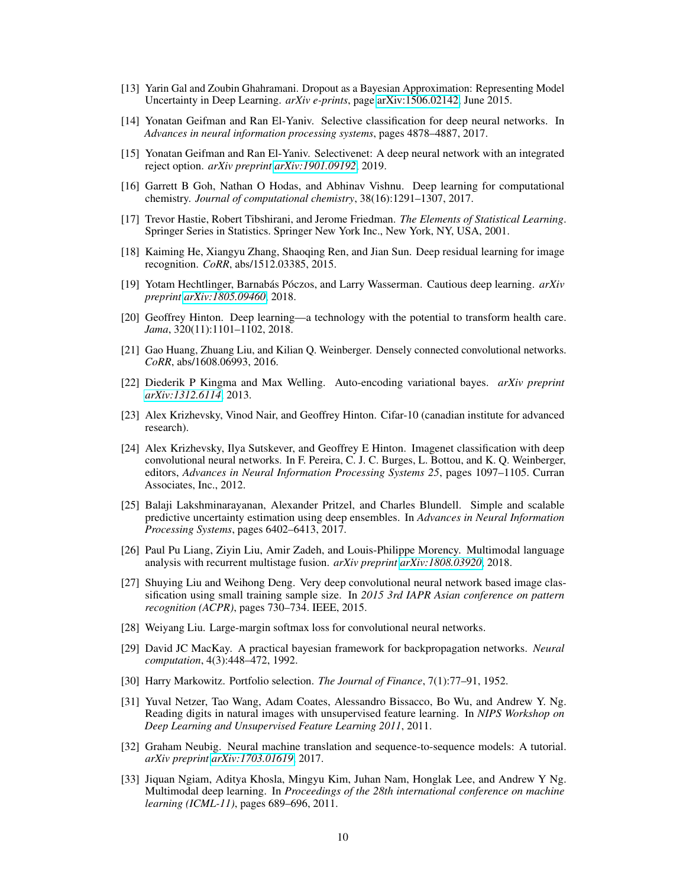[13] Yarin Gal and Zoubin Ghahramani. Dropout as a Bayesian Approximation: Representing Model Uncertainty in Deep Learning. *arXiv e-prints*, page arXiv:1506.02142, June 2015.

[14] Yonatan Geifman and Ran El-Yaniv. Selective classification for deep neural networks. In *Advances in neural information processing systems*, pages 4878–4887, 2017.

[15] Yonatan Geifman and Ran El-Yaniv. Selectivenet: A deep neural network with an integrated reject option. *arXiv preprint arXiv:1901.09192*, 2019.

[16] Garrett B Goh, Nathan O Hodas, and Abhinav Vishnu. Deep learning for computational chemistry. *Journal of computational chemistry*, 38(16):1291–1307, 2017.

[17] Trevor Hastie, Robert Tibshirani, and Jerome Friedman. *The Elements of Statistical Learning*. Springer Series in Statistics. Springer New York Inc., New York, NY, USA, 2001.

[18] Kaiming He, Xiangyu Zhang, Shaoqing Ren, and Jian Sun. Deep residual learning for image recognition. *CoRR*, abs/1512.03385, 2015.

[19] Yotam Hechtlinger, Barnabás Póczos, and Larry Wasserman. Cautious deep learning. *arXiv preprint arXiv:1805.09460*, 2018.

[20] Geoffrey Hinton. Deep learning—a technology with the potential to transform health care. *Jama*, 320(11):1101–1102, 2018.

[21] Gao Huang, Zhuang Liu, and Kilian Q. Weinberger. Densely connected convolutional networks. *CoRR*, abs/1608.06993, 2016.

[22] Diederik P Kingma and Max Welling. Auto-encoding variational bayes. *arXiv preprint arXiv:1312.6114*, 2013.

[23] Alex Krizhevsky, Vinod Nair, and Geoffrey Hinton. Cifar-10 (canadian institute for advanced research).

[24] Alex Krizhevsky, Ilya Sutskever, and Geoffrey E Hinton. Imagenet classification with deep convolutional neural networks. In F. Pereira, C. J. C. Burges, L. Bottou, and K. Q. Weinberger, editors, *Advances in Neural Information Processing Systems 25*, pages 1097–1105. Curran Associates, Inc., 2012.

[25] Balaji Lakshminarayanan, Alexander Pritzel, and Charles Blundell. Simple and scalable predictive uncertainty estimation using deep ensembles. In *Advances in Neural Information Processing Systems*, pages 6402–6413, 2017.

[26] Paul Pu Liang, Ziyin Liu, Amir Zadeh, and Louis-Philippe Morency. Multimodal language analysis with recurrent multistage fusion. *arXiv preprint arXiv:1808.03920*, 2018.

[27] Shuying Liu and Weihong Deng. Very deep convolutional neural network based image classification using small training sample size. In *2015 3rd IAPR Asian conference on pattern recognition (ACPR)*, pages 730–734. IEEE, 2015.

[28] Weiyang Liu. Large-margin softmax loss for convolutional neural networks.

[29] David JC MacKay. A practical bayesian framework for backpropagation networks. *Neural computation*, 4(3):448–472, 1992.

[30] Harry Markowitz. Portfolio selection. *The Journal of Finance*, 7(1):77–91, 1952.

[31] Yuval Netzer, Tao Wang, Adam Coates, Alessandro Bissacco, Bo Wu, and Andrew Y. Ng. Reading digits in natural images with unsupervised feature learning. In *NIPS Workshop on Deep Learning and Unsupervised Feature Learning 2011*, 2011.

[32] Graham Neubig. Neural machine translation and sequence-to-sequence models: A tutorial. *arXiv preprint arXiv:1703.01619*, 2017.

[33] Jiquan Ngiam, Aditya Khosla, Mingyu Kim, Juhan Nam, Honglak Lee, and Andrew Y Ng. Multimodal deep learning. In *Proceedings of the 28th international conference on machine learning (ICML-11)*, pages 689–696, 2011.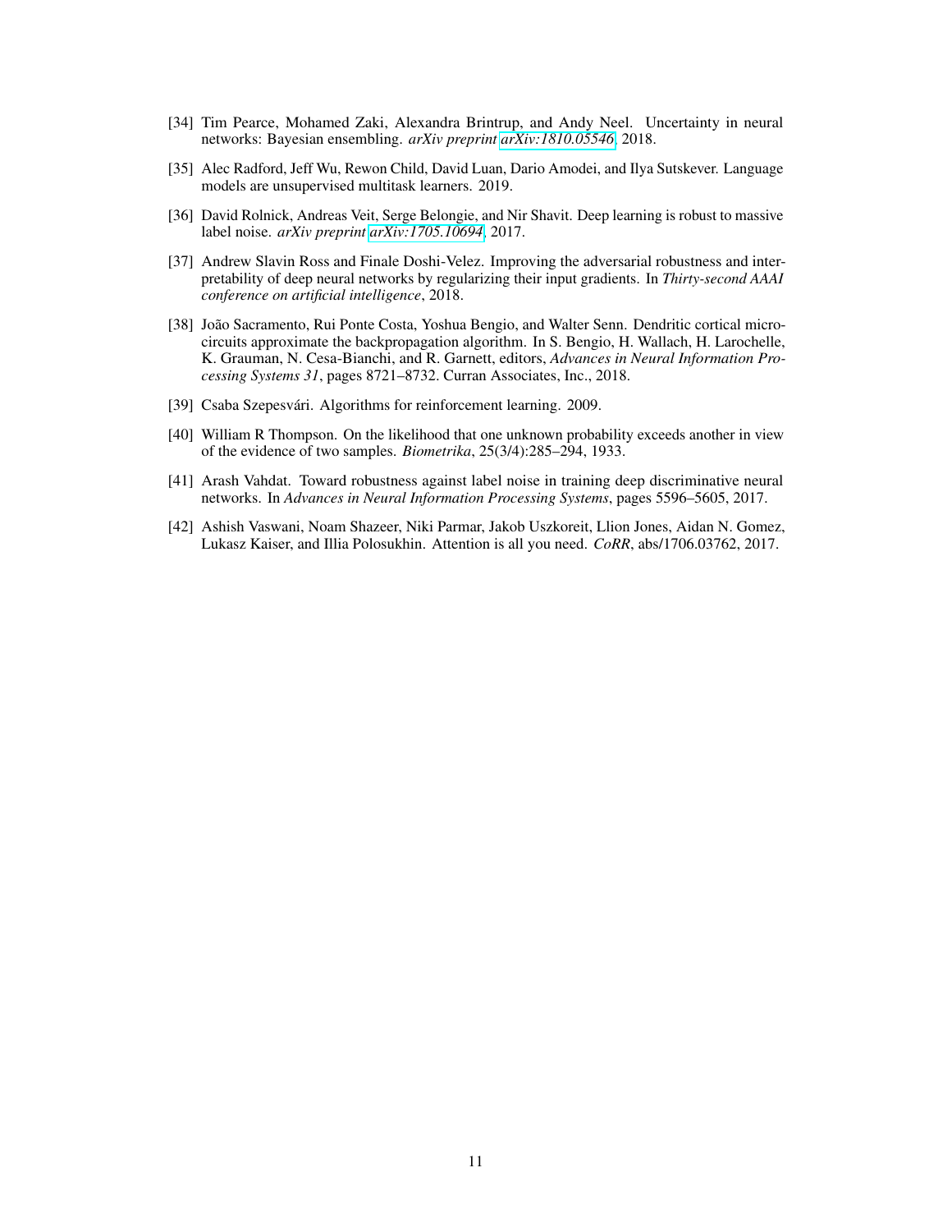[34] Tim Pearce, Mohamed Zaki, Alexandra Brintrup, and Andy Neel. Uncertainty in neural networks: Bayesian ensembling. *arXiv preprint arXiv:1810.05546*, 2018.

[35] Alec Radford, Jeff Wu, Rewon Child, David Luan, Dario Amodei, and Ilya Sutskever. Language models are unsupervised multitask learners. 2019.

[36] David Rolnick, Andreas Veit, Serge Belongie, and Nir Shavit. Deep learning is robust to massive label noise. *arXiv preprint arXiv:1705.10694*, 2017.

[37] Andrew Slavin Ross and Finale Doshi-Velez. Improving the adversarial robustness and interpretability of deep neural networks by regularizing their input gradients. In *Thirty-second AAAI conference on artificial intelligence*, 2018.

[38] João Sacramento, Rui Ponte Costa, Yoshua Bengio, and Walter Senn. Dendritic cortical microcircuits approximate the backpropagation algorithm. In S. Bengio, H. Wallach, H. Larochelle, K. Grauman, N. Cesa-Bianchi, and R. Garnett, editors, *Advances in Neural Information Processing Systems 31*, pages 8721–8732. Curran Associates, Inc., 2018.

[39] Csaba Szepesvári. Algorithms for reinforcement learning. 2009.

[40] William R Thompson. On the likelihood that one unknown probability exceeds another in view of the evidence of two samples. *Biometrika*, 25(3/4):285–294, 1933.

[41] Arash Vahdat. Toward robustness against label noise in training deep discriminative neural networks. In *Advances in Neural Information Processing Systems*, pages 5596–5605, 2017.

[42] Ashish Vaswani, Noam Shazeer, Niki Parmar, Jakob Uszkoreit, Llion Jones, Aidan N. Gomez, Lukasz Kaiser, and Illia Polosukhin. Attention is all you need. *CoRR*, abs/1706.03762, 2017.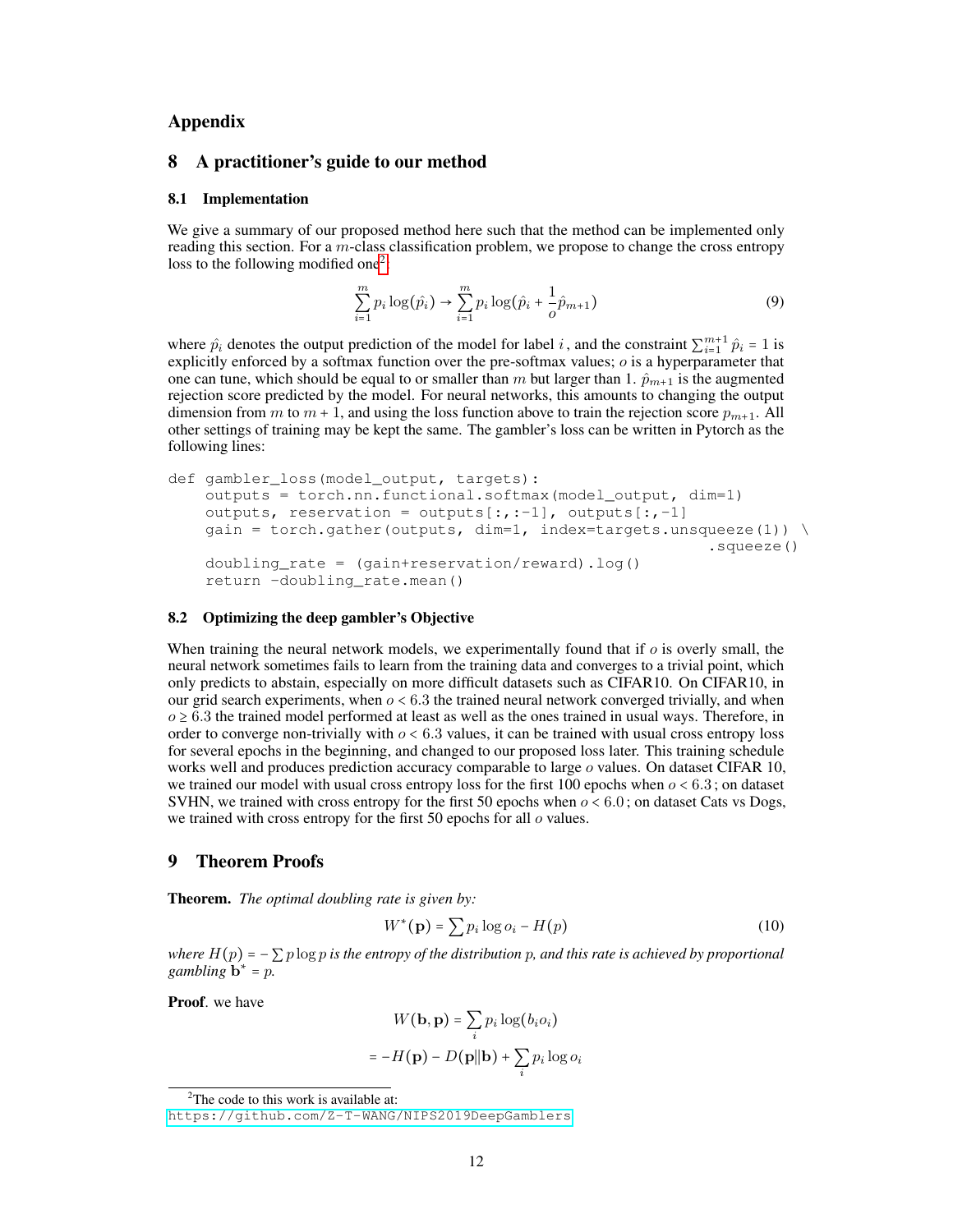# Appendix

## 8 A practitioner's guide to our method

### 8.1 Implementation

We give a summary of our proposed method here such that the method can be implemented only reading this section. For a $m$-class classification problem, we propose to change the cross entropy loss to the following modified one[2]:

$$\sum_{i=1}^{m} p_i \log(\hat{p}_i) \rightarrow \sum_{i=1}^{m} p_i \log(\hat{p}_i + \frac{1}{o}\hat{p}_{m+1}) \tag{9}$$

where $\hat{p}_i$ denotes the output prediction of the model for label $i$, and the constraint $\sum_{i=1}^{m+1} \hat{p}_i = 1$ is explicitly enforced by a softmax function over the pre-softmax values; $o$ is a hyperparameter that one can tune, which should be equal to or smaller than $m$ but larger than 1. $\hat{p}_{m+1}$ is the augmented rejection score predicted by the model. For neural networks, this amounts to changing the output dimension from $m$ to $m+1$, and using the loss function above to train the rejection score $p_{m+1}$. All other settings of training may be kept the same. The gambler's loss can be written in Pytorch as the following lines:

```
def gambler_loss(model_output, targets):
    outputs = torch.nn.functional.softmax(model_output, dim=1)
    outputs, reservation = outputs[:,:-1], outputs[:,-1]
    gain = torch.gather(outputs, dim=1, index=targets.unsqueeze(1)) \
                                                            .squeeze()
    doubling_rate = (gain+reservation/reward).log()
    return -doubling_rate.mean()
```

### 8.2 Optimizing the deep gambler's Objective

When training the neural network models, we experimentally found that if $o$ is overly small, the neural network sometimes fails to learn from the training data and converges to a trivial point, which only predicts to abstain, especially on more difficult datasets such as CIFAR10. On CIFAR10, in our grid search experiments, when $o < 6.3$ the trained neural network converged trivially, and when $o \geq 6.3$ the trained model performed at least as well as the ones trained in usual ways. Therefore, in order to converge non-trivially with $o < 6.3$ values, it can be trained with usual cross entropy loss for several epochs in the beginning, and changed to our proposed loss later. This training schedule works well and produces prediction accuracy comparable to large $o$ values. On dataset CIFAR 10, we trained our model with usual cross entropy loss for the first 100 epochs when $o < 6.3$ ; on dataset SVHN, we trained with cross entropy for the first 50 epochs when $o < 6.0$ ; on dataset Cats vs Dogs, we trained with cross entropy for the first 50 epochs for all $o$ values.

## 9 Theorem Proofs

**Theorem.** *The optimal doubling rate is given by:*

$$W^*(\mathbf{p}) = \sum p_i \log o_i - H(p) \tag{10}$$

*where $H(p) = -\sum p \log p$ is the entropy of the distribution p, and this rate is achieved by proportional gambling $\mathbf{b}^* = p$.*

**Proof**. we have

$$W(\mathbf{b}, \mathbf{p}) = \sum_i p_i \log(b_i o_i)$$

$$= -H(\mathbf{p}) - D(\mathbf{p}||\mathbf{b}) + \sum_i p_i \log o_i$$

[2] The code to this work is available at: https://github.com/Z-T-WANG/NIPS2019DeepGamblers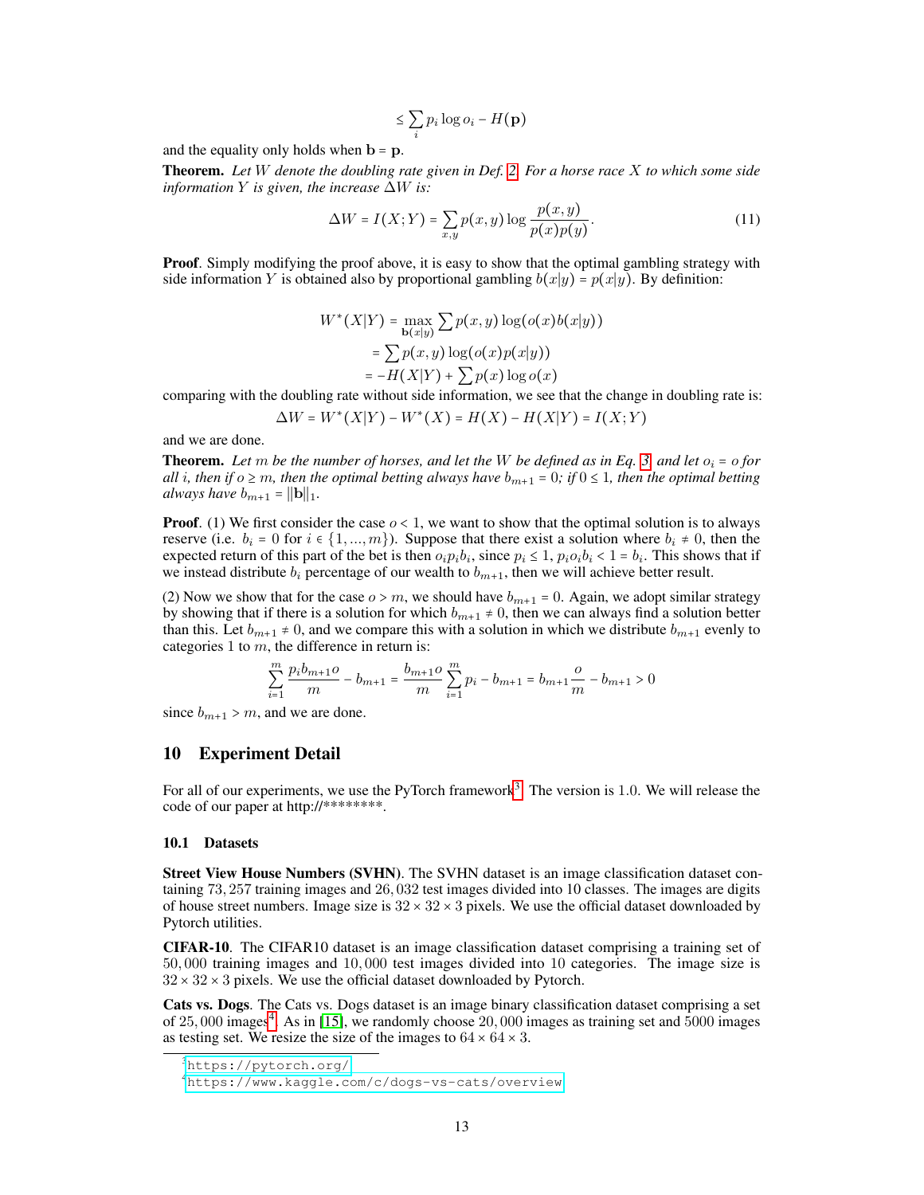$$\leq \sum_i p_i \log o_i - H(\mathbf{p})$$

and the equality only holds when $\mathbf{b} = \mathbf{p}$.

**Theorem.** *Let $W$ denote the doubling rate given in Def. 2. For a horse race $X$ to which some side information $Y$ is given, the increase $\Delta W$ is:*

$$\Delta W = I(X;Y) = \sum_{x,y} p(x,y) \log \frac{p(x,y)}{p(x)p(y)}. \tag{11}$$

**Proof**. Simply modifying the proof above, it is easy to show that the optimal gambling strategy with side information $Y$ is obtained also by proportional gambling $b(x|y) = p(x|y)$. By definition:

$$
\begin{aligned}
W^*(X|Y) &= \max_{\mathbf{b}(x|y)} \sum p(x,y) \log(o(x)b(x|y)) \\
&= \sum p(x,y) \log(o(x)p(x|y)) \\
&= -H(X|Y) + \sum p(x) \log o(x)
\end{aligned}
$$

comparing with the doubling rate without side information, we see that the change in doubling rate is:

$$\Delta W = W^*(X|Y) - W^*(X) = H(X) - H(X|Y) = I(X;Y)$$

and we are done.

**Theorem.** *Let $m$ be the number of horses, and let the $W$ be defined as in Eq. 3, and let $o_i = o$ for all $i$, then if $o \geq m$, then the optimal betting always have $b_{m+1} = 0$; if $0 \leq 1$, then the optimal betting always have $b_{m+1} = \|\mathbf{b}\|_1$.*

**Proof**. (1) We first consider the case $o < 1$, we want to show that the optimal solution is to always reserve (i.e. $b_i = 0$ for $i \in \{1, ..., m\}$). Suppose that there exist a solution where $b_i \neq 0$, then the expected return of this part of the bet is then $o_i p_i b_i$, since $p_i \leq 1$, $p_i o_i b_i < 1 = b_i$. This shows that if we instead distribute $b_i$ percentage of our wealth to $b_{m+1}$, then we will achieve better result.

(2) Now we show that for the case $o > m$, we should have $b_{m+1} = 0$. Again, we adopt similar strategy by showing that if there is a solution for which $b_{m+1} \neq 0$, then we can always find a solution better than this. Let $b_{m+1} \neq 0$, and we compare this with a solution in which we distribute $b_{m+1}$ evenly to categories 1 to $m$, the difference in return is:

$$\sum_{i=1}^{m} \frac{p_i b_{m+1} o}{m} - b_{m+1} = \frac{b_{m+1} o}{m} \sum_{i=1}^{m} p_i - b_{m+1} = b_{m+1} \frac{o}{m} - b_{m+1} > 0$$

since $b_{m+1} > m$, and we are done.

## 10 Experiment Detail

For all of our experiments, we use the PyTorch framework[3]. The version is 1.0. We will release the code of our paper at http://********.

### 10.1 Datasets

**Street View House Numbers (SVHN)**. The SVHN dataset is an image classification dataset containing 73,257 training images and 26,032 test images divided into 10 classes. The images are digits of house street numbers. Image size is $32 \times 32 \times 3$ pixels. We use the official dataset downloaded by Pytorch utilities.

**CIFAR-10**. The CIFAR10 dataset is an image classification dataset comprising a training set of 50,000 training images and 10,000 test images divided into 10 categories. The image size is $32 \times 32 \times 3$ pixels. We use the official dataset downloaded by Pytorch.

**Cats vs. Dogs**. The Cats vs. Dogs dataset is an image binary classification dataset comprising a set of 25,000 images[4]. As in [15], we randomly choose 20,000 images as training set and 5000 images as testing set. We resize the size of the images to $64 \times 64 \times 3$.

[3] https://pytorch.org/

[4] https://www.kaggle.com/c/dogs-vs-cats/overview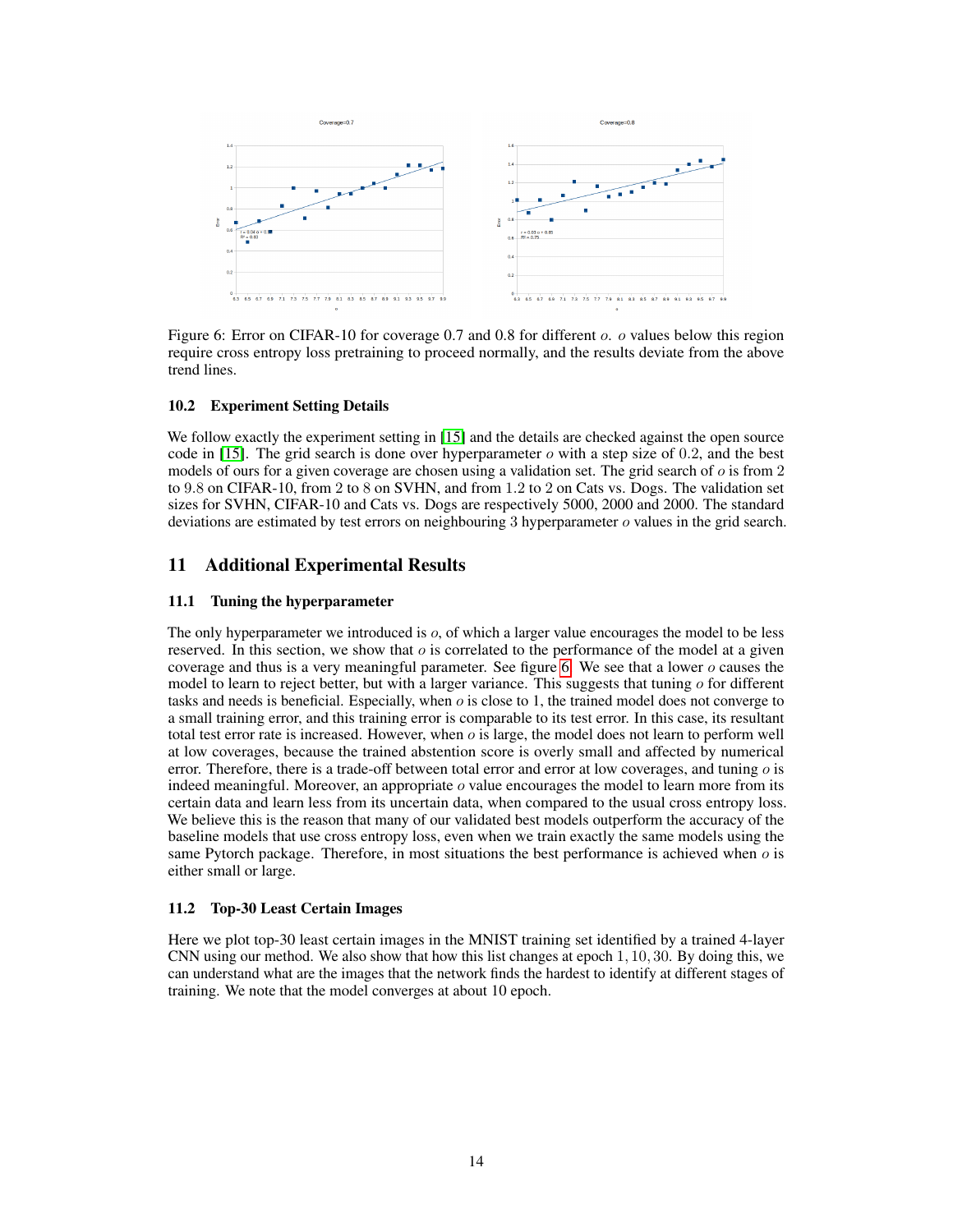Figure 6: Error on CIFAR-10 for coverage 0.7 and 0.8 for different $o$. $o$ values below this region require cross entropy loss pretraining to proceed normally, and the results deviate from the above trend lines.

### 10.2 Experiment Setting Details

We follow exactly the experiment setting in [15] and the details are checked against the open source code in [15]. The grid search is done over hyperparameter $o$ with a step size of $0.2$, and the best models of ours for a given coverage are chosen using a validation set. The grid search of $o$ is from 2 to $9.8$ on CIFAR-10, from 2 to 8 on SVHN, and from $1.2$ to 2 on Cats vs. Dogs. The validation set sizes for SVHN, CIFAR-10 and Cats vs. Dogs are respectively 5000, 2000 and 2000. The standard deviations are estimated by test errors on neighbouring 3 hyperparameter $o$ values in the grid search.

## 11 Additional Experimental Results

### 11.1 Tuning the hyperparameter

The only hyperparameter we introduced is $o$, of which a larger value encourages the model to be less reserved. In this section, we show that $o$ is correlated to the performance of the model at a given coverage and thus is a very meaningful parameter. See figure 6. We see that a lower $o$ causes the model to learn to reject better, but with a larger variance. This suggests that tuning $o$ for different tasks and needs is beneficial. Especially, when $o$ is close to 1, the trained model does not converge to a small training error, and this training error is comparable to its test error. In this case, its resultant total test error rate is increased. However, when $o$ is large, the model does not learn to perform well at low coverages, because the trained abstention score is overly small and affected by numerical error. Therefore, there is a trade-off between total error and error at low coverages, and tuning $o$ is indeed meaningful. Moreover, an appropriate $o$ value encourages the model to learn more from its certain data and learn less from its uncertain data, when compared to the usual cross entropy loss. We believe this is the reason that many of our validated best models outperform the accuracy of the baseline models that use cross entropy loss, even when we train exactly the same models using the same Pytorch package. Therefore, in most situations the best performance is achieved when $o$ is either small or large.

### 11.2 Top-30 Least Certain Images

Here we plot top-30 least certain images in the MNIST training set identified by a trained 4-layer CNN using our method. We also show that how this list changes at epoch $1, 10, 30$. By doing this, we can understand what are the images that the network finds the hardest to identify at different stages of training. We note that the model converges at about 10 epoch.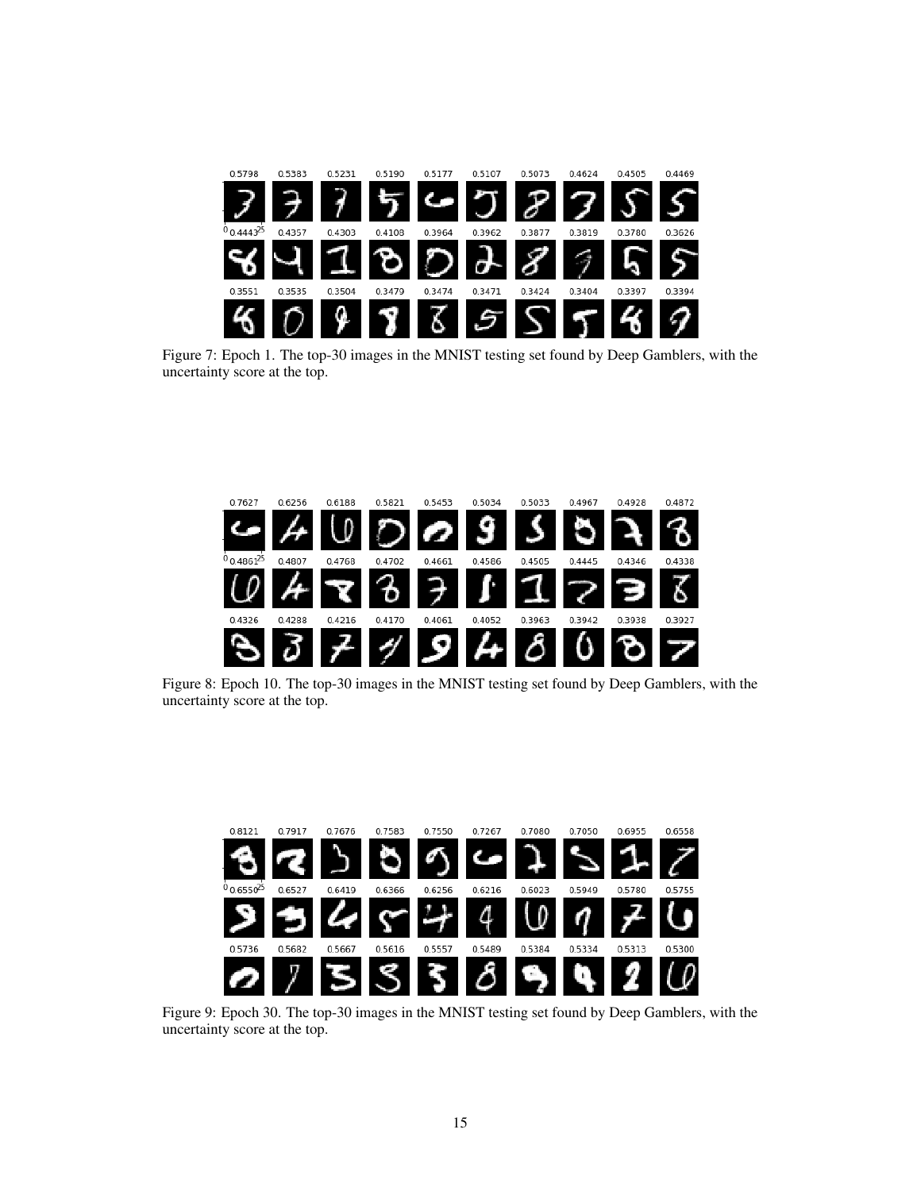Figure 7: Epoch 1. The top-30 images in the MNIST testing set found by Deep Gamblers, with the uncertainty score at the top.

Figure 8: Epoch 10. The top-30 images in the MNIST testing set found by Deep Gamblers, with the uncertainty score at the top.

Figure 9: Epoch 30. The top-30 images in the MNIST testing set found by Deep Gamblers, with the uncertainty score at the top.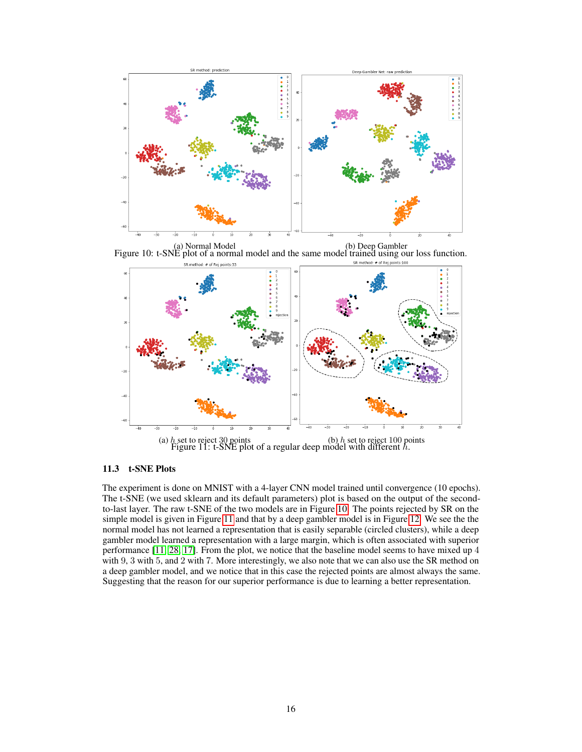(a) Normal Model

(b) Deep Gambler

Figure 10: t-SNE plot of a normal model and the same model trained using our loss function.

(a) $h$ set to reject 30 points

(b) $h$ set to reject 100 points

Figure 11: t-SNE plot of a regular deep model with different $h$.

### 11.3 t-SNE Plots

The experiment is done on MNIST with a 4-layer CNN model trained until convergence (10 epochs). The t-SNE (we used sklearn and its default parameters) plot is based on the output of the second-to-last layer. The raw t-SNE of the two models are in Figure 10. The points rejected by SR on the simple model is given in Figure 11 and that by a deep gambler model is in Figure 12. We see the the normal model has not learned a representation that is easily separable (circled clusters), while a deep gambler model learned a representation with a large margin, which is often associated with superior performance [11, 28, 17]. From the plot, we notice that the baseline model seems to have mixed up 4 with 9, 3 with 5, and 2 with 7. More interestingly, we also note that we can also use the SR method on a deep gambler model, and we notice that in this case the rejected points are almost always the same. Suggesting that the reason for our superior performance is due to learning a better representation.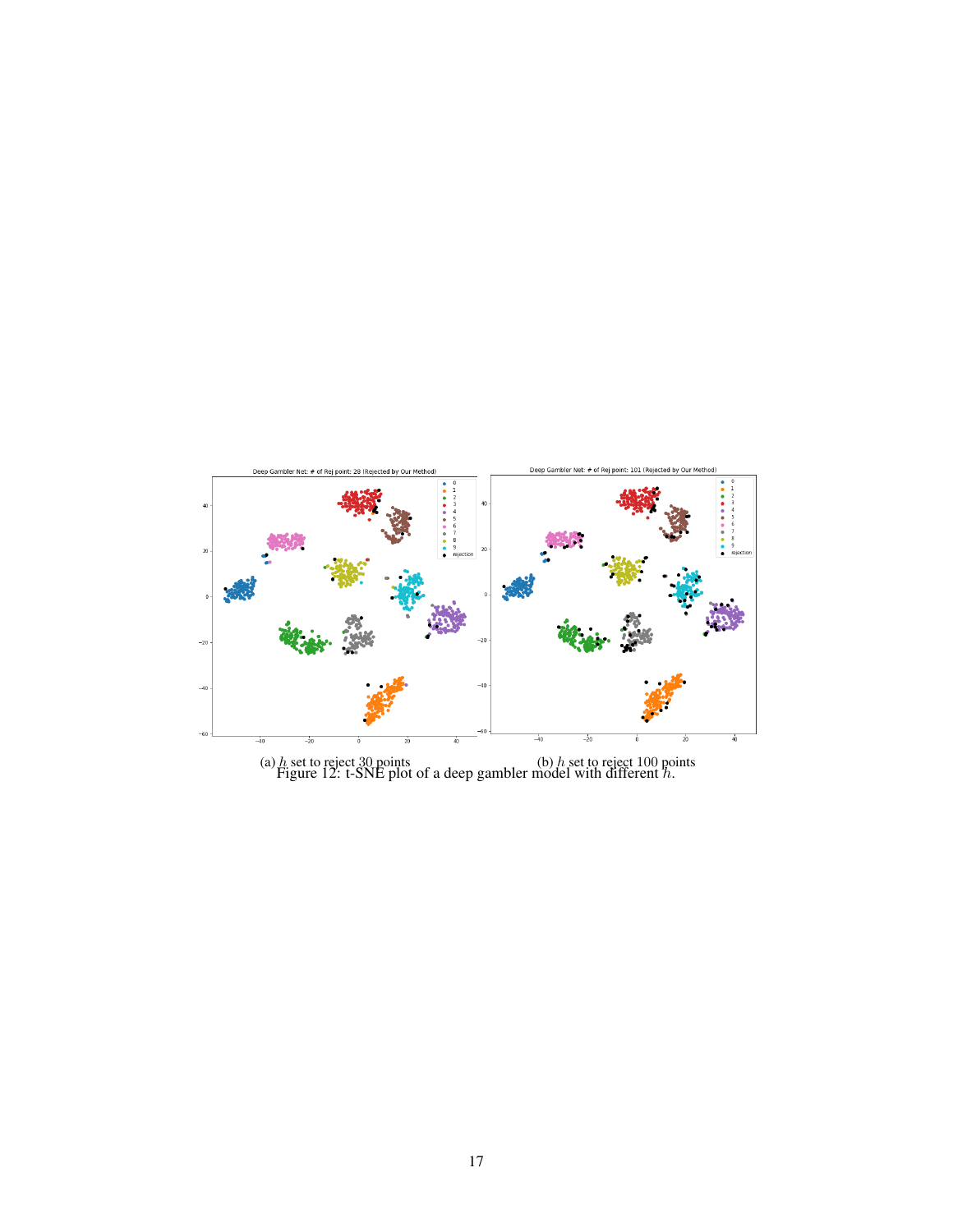Deep Gambler Net: # of Rej point: 28 (Rejected by Our Method)

Deep Gambler Net: # of Rej point: 101 (Rejected by Our Method)

(a) $h$ set to reject 30 points

(b) $h$ set to reject 100 points

Figure 12: t-SNE plot of a deep gambler model with different $h$.